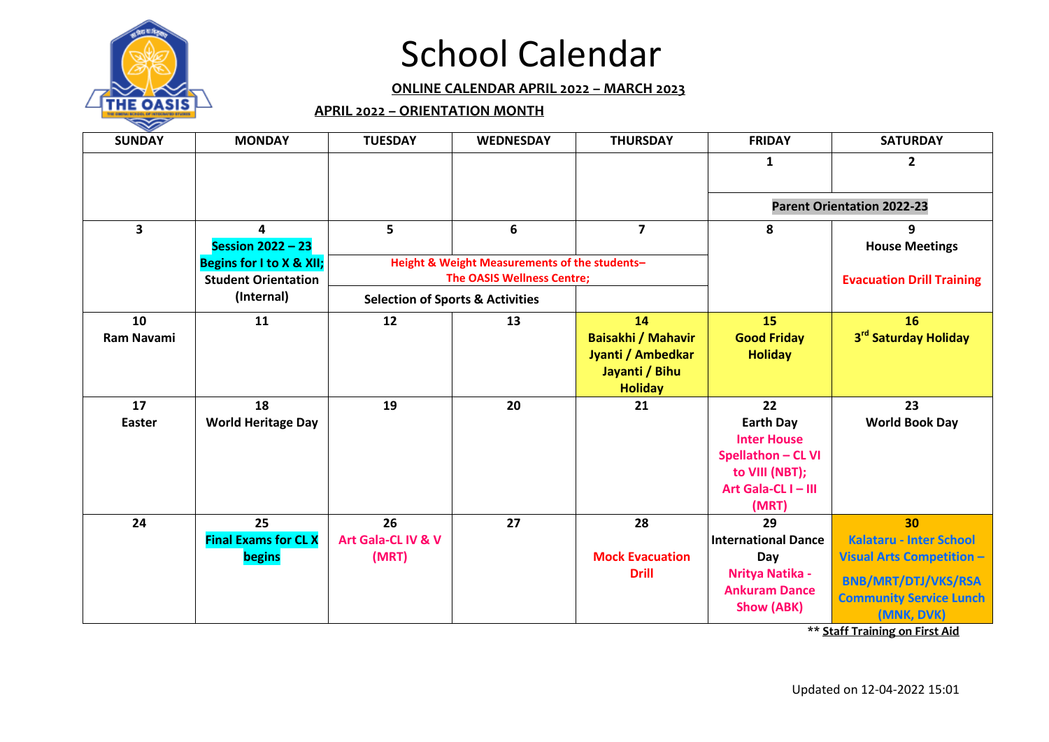# School Calendar

**ONLINE CALENDAR APRIL 2022 – MARCH 2023**

**APRIL 2022 – ORIENTATION MONTH**

| SUNDAY | MONDAY | TUESDAY | WEDNESDAY | THURSDAY | FRIDAY | SATURDAY |
|---|---|---|---|---|---|---|
| | | | | | 1<br>Parent Orientation 2022-23 | 2<br>Parent Orientation 2022-23 |
| 3 | 4<br>Session 2022 – 23 Begins for I to X & XII; Student Orientation (Internal) | 5<br>Height & Weight Measurements of the students– The OASIS Wellness Centre;<br>Selection of Sports & Activities | 6<br>Height & Weight Measurements of the students– The OASIS Wellness Centre;<br>Selection of Sports & Activities | 7<br>Height & Weight Measurements of the students– The OASIS Wellness Centre; | 8 | 9<br>House Meetings<br>Evacuation Drill Training |
| 10<br>Ram Navami | 11 | 12 | 13 | 14<br>Baisakhi / Mahavir Jyanti / Ambedkar Jayanti / Bihu Holiday | 15<br>Good Friday Holiday | 16<br>3rd Saturday Holiday |
| 17<br>Easter | 18<br>World Heritage Day | 19 | 20 | 21 | 22<br>Earth Day<br>Inter House Spellathon – CL VI to VIII (NBT);<br>Art Gala-CL I – III (MRT) | 23<br>World Book Day |
| 24 | 25<br>Final Exams for CL X begins | 26<br>Art Gala-CL IV & V (MRT) | 27 | 28<br>Mock Evacuation Drill | 29<br>International Dance Day<br>Nritya Natika - Ankuram Dance Show (ABK) | 30<br>Kalataru - Inter School Visual Arts Competition – BNB/MRT/DTJ/VKS/RSA<br>Community Service Lunch (MNK, DVK) |

** Staff Training on First Aid

Updated on 12-04-2022 15:01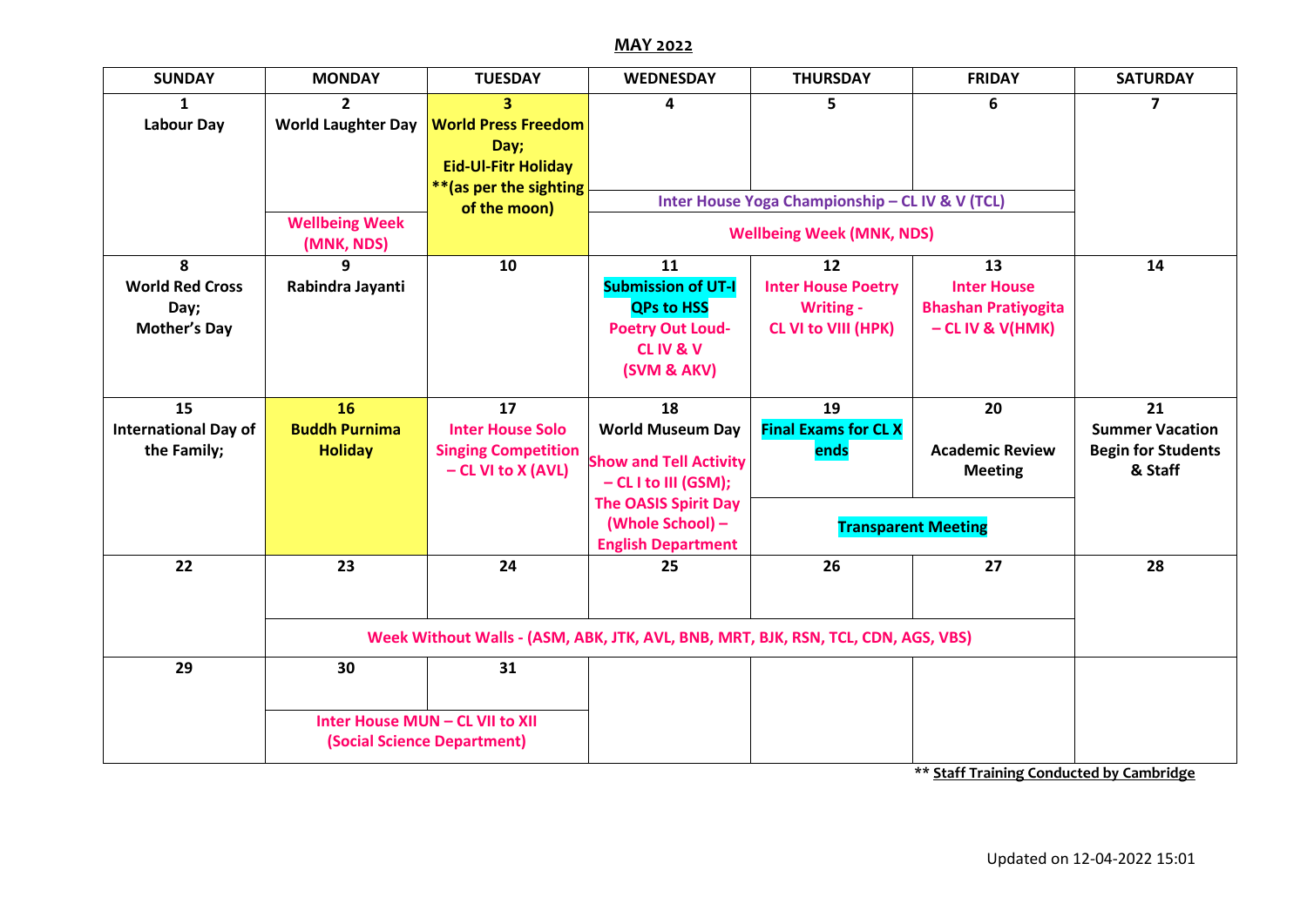## MAY 2022

| SUNDAY | MONDAY | TUESDAY | WEDNESDAY | THURSDAY | FRIDAY | SATURDAY |
|---|---|---|---|---|---|---|
| **1** **Labour Day** | **2** **World Laughter Day** Wellbeing Week (MNK, NDS) | **3** **World Press Freedom Day; Eid-Ul-Fitr Holiday** **(as per the sighting of the moon) | **4** Inter House Yoga Championship – CL IV & V (TCL) Wellbeing Week (MNK, NDS) | **5** | **6** | **7** |
| **8** **World Red Cross Day; Mother's Day** | **9** **Rabindra Jayanti** | **10** | **11** **Submission of UT-I QPs to HSS** Poetry Out Loud- CL IV & V (SVM & AKV) | **12** Inter House Poetry Writing - CL VI to VIII (HPK) | **13** Inter House Bhashan Pratiyogita – CL IV & V(HMK) | **14** |
| **15** **International Day of the Family;** | **16** **Buddh Purnima Holiday** | **17** Inter House Solo Singing Competition – CL VI to X (AVL) | **18** **World Museum Day** Show and Tell Activity – CL I to III (GSM); The OASIS Spirit Day (Whole School) – English Department | **19** **Final Exams for CL X ends** Transparent Meeting | **20** **Academic Review Meeting** | **21** **Summer Vacation Begin for Students & Staff** |
| **22** | **23** Week Without Walls - (ASM, ABK, JTK, AVL, BNB, MRT, BJK, RSN, TCL, CDN, AGS, VBS) | **24** | **25** | **26** | **27** | **28** |
| **29** | **30** Inter House MUN – CL VII to XII (Social Science Department) | **31** | | | | |

** Staff Training Conducted by Cambridge

Updated on 12-04-2022 15:01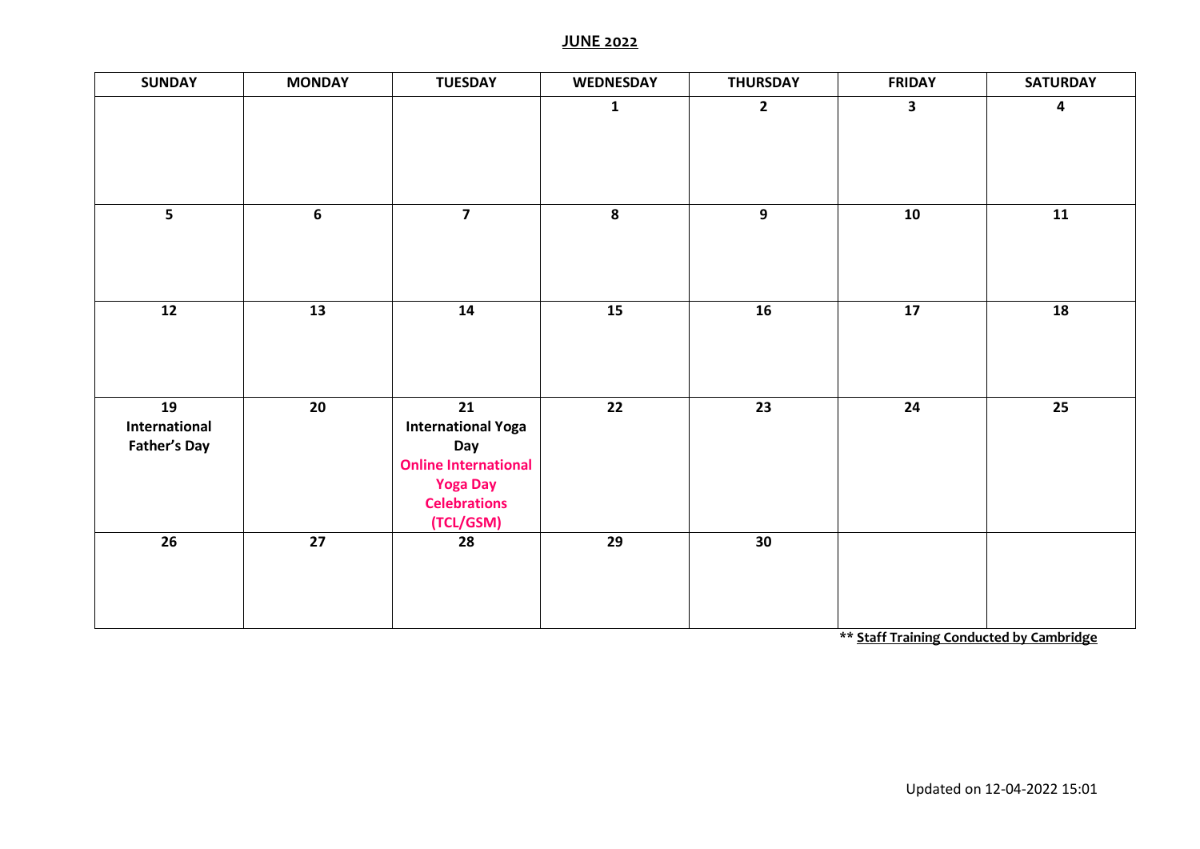**JUNE 2022**

| SUNDAY | MONDAY | TUESDAY | WEDNESDAY | THURSDAY | FRIDAY | SATURDAY |
|---|---|---|---|---|---|---|
| | | | 1 | 2 | 3 | 4 |
| 5 | 6 | 7 | 8 | 9 | 10 | 11 |
| 12 | 13 | 14 | 15 | 16 | 17 | 18 |
| 19 International Father's Day | 20 | 21 International Yoga Day Online International Yoga Day Celebrations (TCL/GSM) | 22 | 23 | 24 | 25 |
| 26 | 27 | 28 | 29 | 30 | | |

** Staff Training Conducted by Cambridge

Updated on 12-04-2022 15:01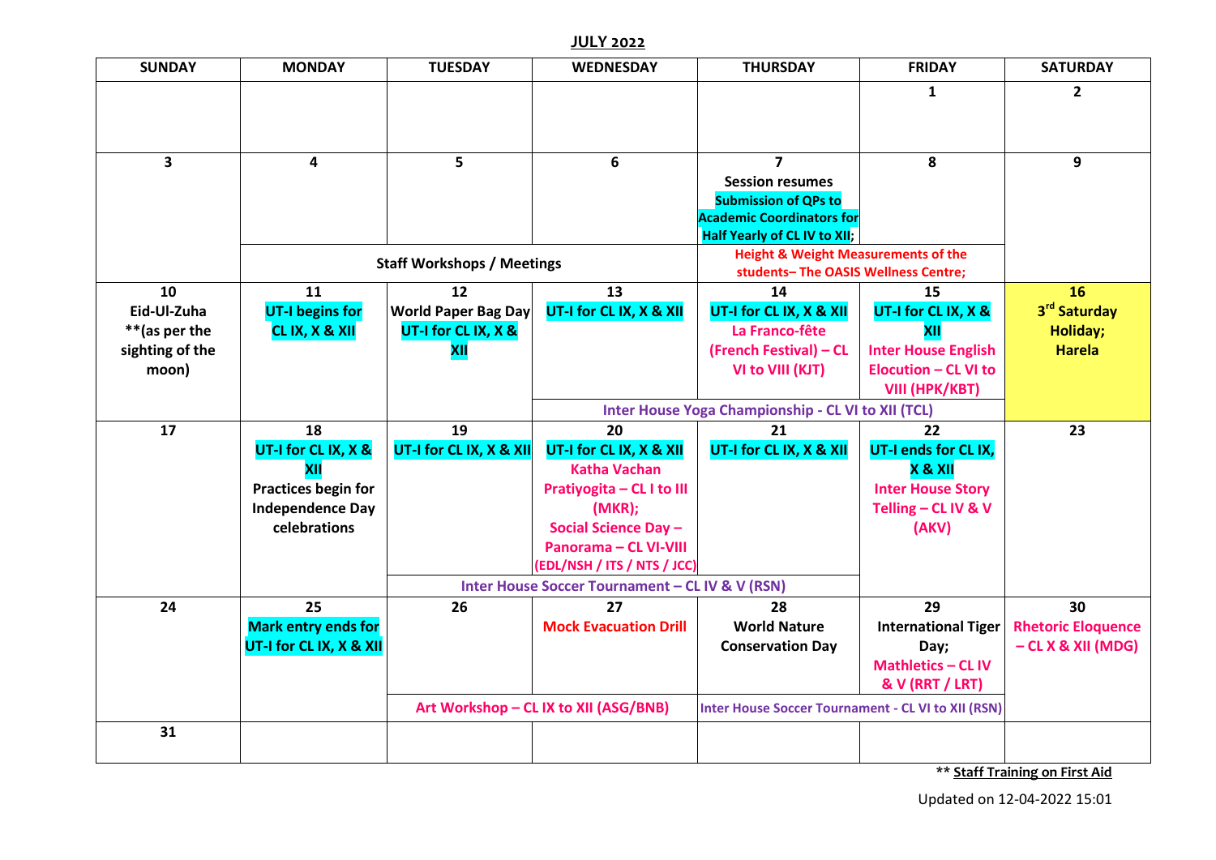# JULY 2022

| SUNDAY | MONDAY | TUESDAY | WEDNESDAY | THURSDAY | FRIDAY | SATURDAY |
|---|---|---|---|---|---|---|
| | | | | | 1 | 2 |
| 3 | 4 | 5 | 6 | 7 Session resumes Submission of QPs to Academic Coordinators for Half Yearly of CL IV to XII; | 8 | 9 |
| | Staff Workshops / Meetings | | | Height & Weight Measurements of the students– The OASIS Wellness Centre; | | |
| 10 Eid-Ul-Zuha **(as per the sighting of the moon) | 11 UT-I begins for CL IX, X & XII | 12 World Paper Bag Day UT-I for CL IX, X & XII | 13 UT-I for CL IX, X & XII | 14 UT-I for CL IX, X & XII La Franco-fête (French Festival) – CL VI to VIII (KJT) | 15 UT-I for CL IX, X & XII Inter House English Elocution – CL VI to VIII (HPK/KBT) | 16 3rd Saturday Holiday; Harela |
| | | | Inter House Yoga Championship - CL VI to XII (TCL) | | | |
| 17 | 18 UT-I for CL IX, X & XII Practices begin for Independence Day celebrations | 19 UT-I for CL IX, X & XII | 20 UT-I for CL IX, X & XII Katha Vachan Pratiyogita – CL I to III (MKR); Social Science Day – Panorama – CL VI-VIII (EDL/NSH / ITS / NTS / JCC) | 21 UT-I for CL IX, X & XII | 22 UT-I ends for CL IX, X & XII Inter House Story Telling – CL IV & V (AKV) | 23 |
| | | Inter House Soccer Tournament – CL IV & V (RSN) | | | | |
| 24 | 25 Mark entry ends for UT-I for CL IX, X & XII | 26 | 27 Mock Evacuation Drill | 28 World Nature Conservation Day | 29 International Tiger Day; Mathletics – CL IV & V (RRT / LRT) | 30 Rhetoric Eloquence – CL X & XII (MDG) |
| | | Art Workshop – CL IX to XII (ASG/BNB) | | Inter House Soccer Tournament - CL VI to XII (RSN) | | |
| 31 | | | | | | |

** Staff Training on First Aid

Updated on 12-04-2022 15:01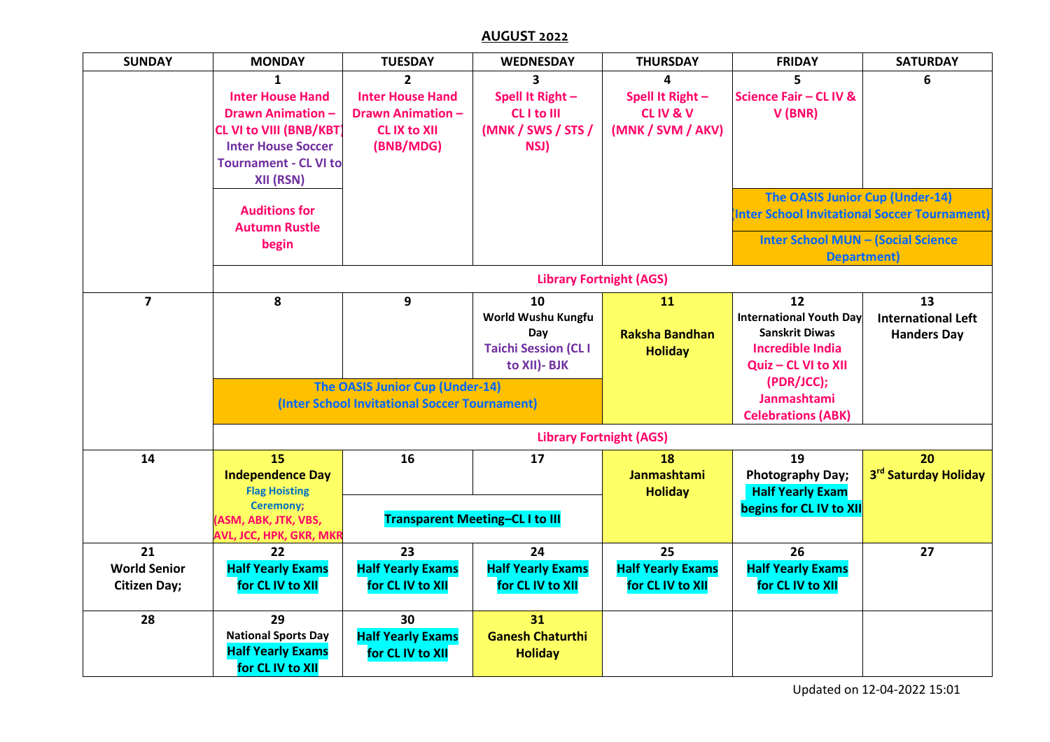## AUGUST 2022

| SUNDAY | MONDAY | TUESDAY | WEDNESDAY | THURSDAY | FRIDAY | SATURDAY |
|---|---|---|---|---|---|---|
| | 1 Inter House Hand Drawn Animation – CL VI to VIII (BNB/KBT) Inter House Soccer Tournament - CL VI to XII (RSN) Auditions for Autumn Rustle begin | 2 Inter House Hand Drawn Animation – CL IX to XII (BNB/MDG) | 3 Spell It Right – CL I to III (MNK / SWS / STS / NSJ) | 4 Spell It Right – CL IV & V (MNK / SVM / AKV) | 5 Science Fair – CL IV & V (BNR) The OASIS Junior Cup (Under-14) (Inter School Invitational Soccer Tournament) Inter School MUN – (Social Science Department) | 6 The OASIS Junior Cup (Under-14) (Inter School Invitational Soccer Tournament) Inter School MUN – (Social Science Department) |
| | Library Fortnight (AGS) | Library Fortnight (AGS) | Library Fortnight (AGS) | Library Fortnight (AGS) | Library Fortnight (AGS) | Library Fortnight (AGS) |
| 7 | 8 The OASIS Junior Cup (Under-14) (Inter School Invitational Soccer Tournament) | 9 The OASIS Junior Cup (Under-14) (Inter School Invitational Soccer Tournament) | 10 World Wushu Kungfu Day Taichi Session (CL I to XII)- BJK The OASIS Junior Cup (Under-14) (Inter School Invitational Soccer Tournament) | 11 Raksha Bandhan Holiday | 12 International Youth Day Sanskrit Diwas Incredible India Quiz – CL VI to XII (PDR/JCC); Janmashtami Celebrations (ABK) | 13 International Left Handers Day |
| | Library Fortnight (AGS) | Library Fortnight (AGS) | Library Fortnight (AGS) | Library Fortnight (AGS) | Library Fortnight (AGS) | Library Fortnight (AGS) |
| 14 | 15 Independence Day Flag Hoisting Ceremony; (ASM, ABK, JTK, VBS, AVL, JCC, HPK, GKR, MKR | 16 Transparent Meeting–CL I to III | 17 Transparent Meeting–CL I to III | 18 Janmashtami Holiday | 19 Photography Day; Half Yearly Exam begins for CL IV to XII | 20 3rd Saturday Holiday |
| 21 World Senior Citizen Day; | 22 Half Yearly Exams for CL IV to XII | 23 Half Yearly Exams for CL IV to XII | 24 Half Yearly Exams for CL IV to XII | 25 Half Yearly Exams for CL IV to XII | 26 Half Yearly Exams for CL IV to XII | 27 |
| 28 | 29 National Sports Day Half Yearly Exams for CL IV to XII | 30 Half Yearly Exams for CL IV to XII | 31 Ganesh Chaturthi Holiday | | | |

Updated on 12-04-2022 15:01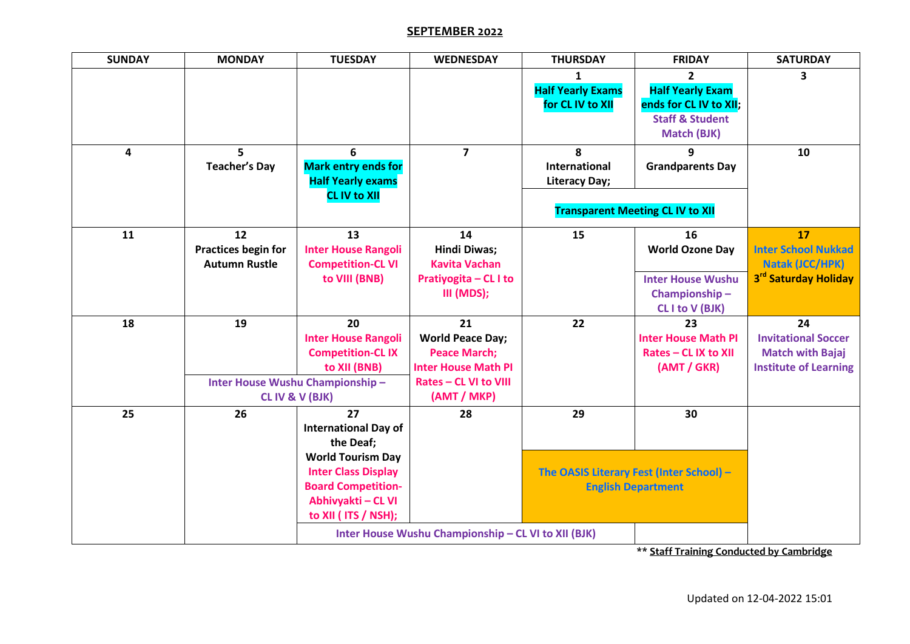## SEPTEMBER 2022

| SUNDAY | MONDAY | TUESDAY | WEDNESDAY | THURSDAY | FRIDAY | SATURDAY |
|---|---|---|---|---|---|---|
| | | | | 1<br>Half Yearly Exams for CL IV to XII | 2<br>Half Yearly Exam ends for CL IV to XII;<br>Staff & Student Match (BJK) | 3 |
| 4 | 5<br>Teacher's Day | 6<br>Mark entry ends for Half Yearly exams CL IV to XII | 7 | 8<br>International Literacy Day;<br>Transparent Meeting CL IV to XII | 9<br>Grandparents Day<br>Transparent Meeting CL IV to XII | 10 |
| 11 | 12<br>Practices begin for Autumn Rustle | 13<br>Inter House Rangoli Competition-CL VI to VIII (BNB) | 14<br>Hindi Diwas;<br>Kavita Vachan Pratiyogita – CL I to III (MDS); | 15 | 16<br>World Ozone Day<br>Inter House Wushu Championship – CL I to V (BJK) | 17<br>Inter School Nukkad Natak (JCC/HPK)<br>3rd Saturday Holiday |
| 18 | 19<br>Inter House Wushu Championship – CL IV & V (BJK) | 20<br>Inter House Rangoli Competition-CL IX to XII (BNB)<br>Inter House Wushu Championship – CL IV & V (BJK) | 21<br>World Peace Day;<br>Peace March;<br>Inter House Math PI Rates – CL VI to VIII (AMT / MKP) | 22 | 23<br>Inter House Math PI Rates – CL IX to XII (AMT / GKR) | 24<br>Invitational Soccer Match with Bajaj Institute of Learning |
| 25 | 26 | 27<br>International Day of the Deaf;<br>World Tourism Day<br>Inter Class Display Board Competition-Abhivyakti – CL VI to XII ( ITS / NSH);<br>Inter House Wushu Championship – CL VI to XII (BJK) | 28<br>Inter House Wushu Championship – CL VI to XII (BJK) | 29<br>The OASIS Literary Fest (Inter School) – English Department<br>Inter House Wushu Championship – CL VI to XII (BJK) | 30<br>The OASIS Literary Fest (Inter School) – English Department | |

** Staff Training Conducted by Cambridge

Updated on 12-04-2022 15:01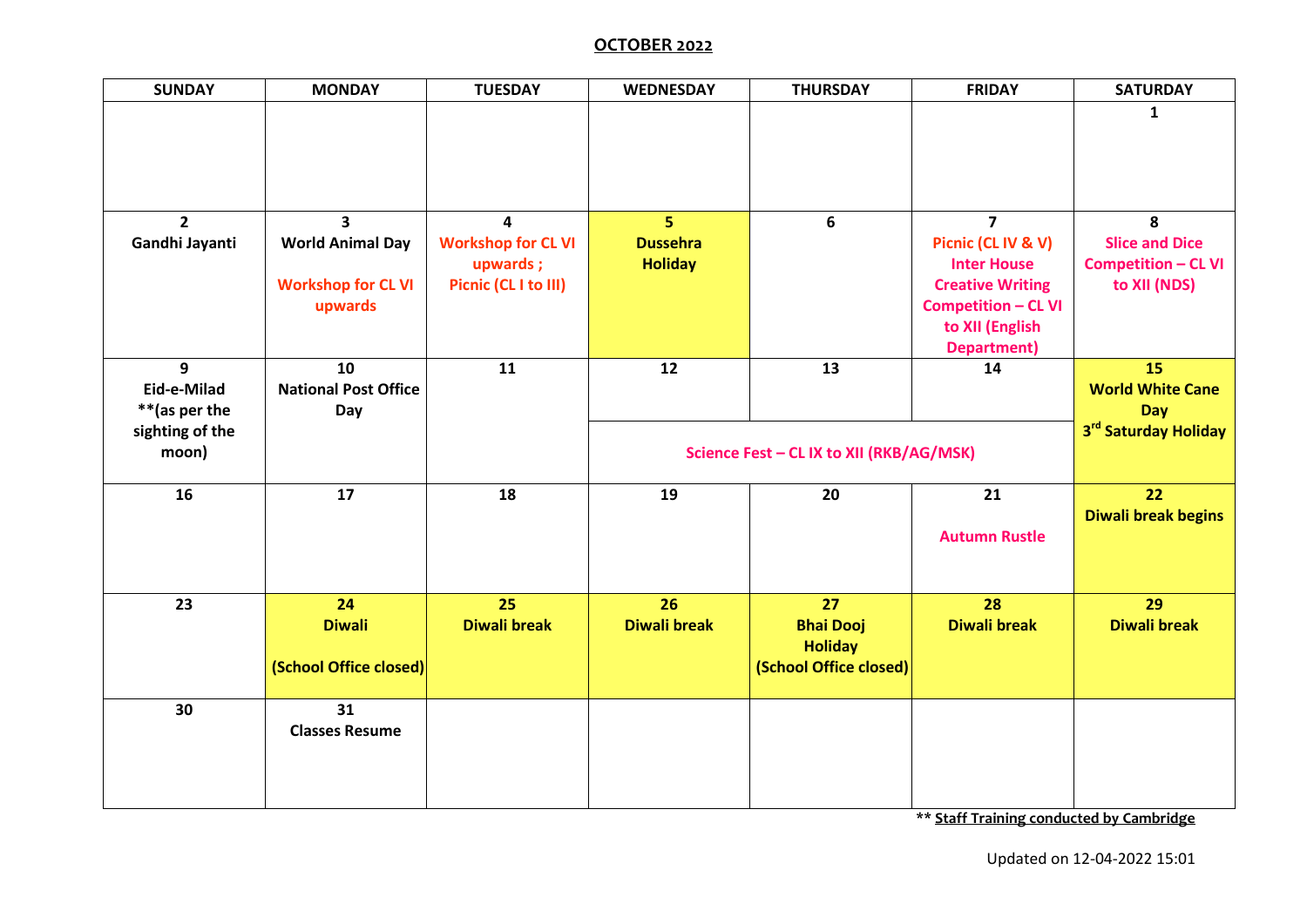## OCTOBER 2022

| SUNDAY | MONDAY | TUESDAY | WEDNESDAY | THURSDAY | FRIDAY | SATURDAY |
|---|---|---|---|---|---|---|
| | | | | | | 1 |
| 2 Gandhi Jayanti | 3 World Animal Day Workshop for CL VI upwards | 4 Workshop for CL VI upwards ; Picnic (CL I to III) | 5 Dussehra Holiday | 6 | 7 Picnic (CL IV & V) Inter House Creative Writing Competition – CL VI to XII (English Department) | 8 Slice and Dice Competition – CL VI to XII (NDS) |
| 9 Eid-e-Milad **(as per the sighting of the moon) | 10 National Post Office Day | 11 | 12 Science Fest – CL IX to XII (RKB/AG/MSK) | 13 | 14 | 15 World White Cane Day 3rd Saturday Holiday |
| 16 | 17 | 18 | 19 | 20 | 21 Autumn Rustle | 22 Diwali break begins |
| 23 | 24 Diwali (School Office closed) | 25 Diwali break | 26 Diwali break | 27 Bhai Dooj Holiday (School Office closed) | 28 Diwali break | 29 Diwali break |
| 30 | 31 Classes Resume | | | | | |

** Staff Training conducted by Cambridge

Updated on 12-04-2022 15:01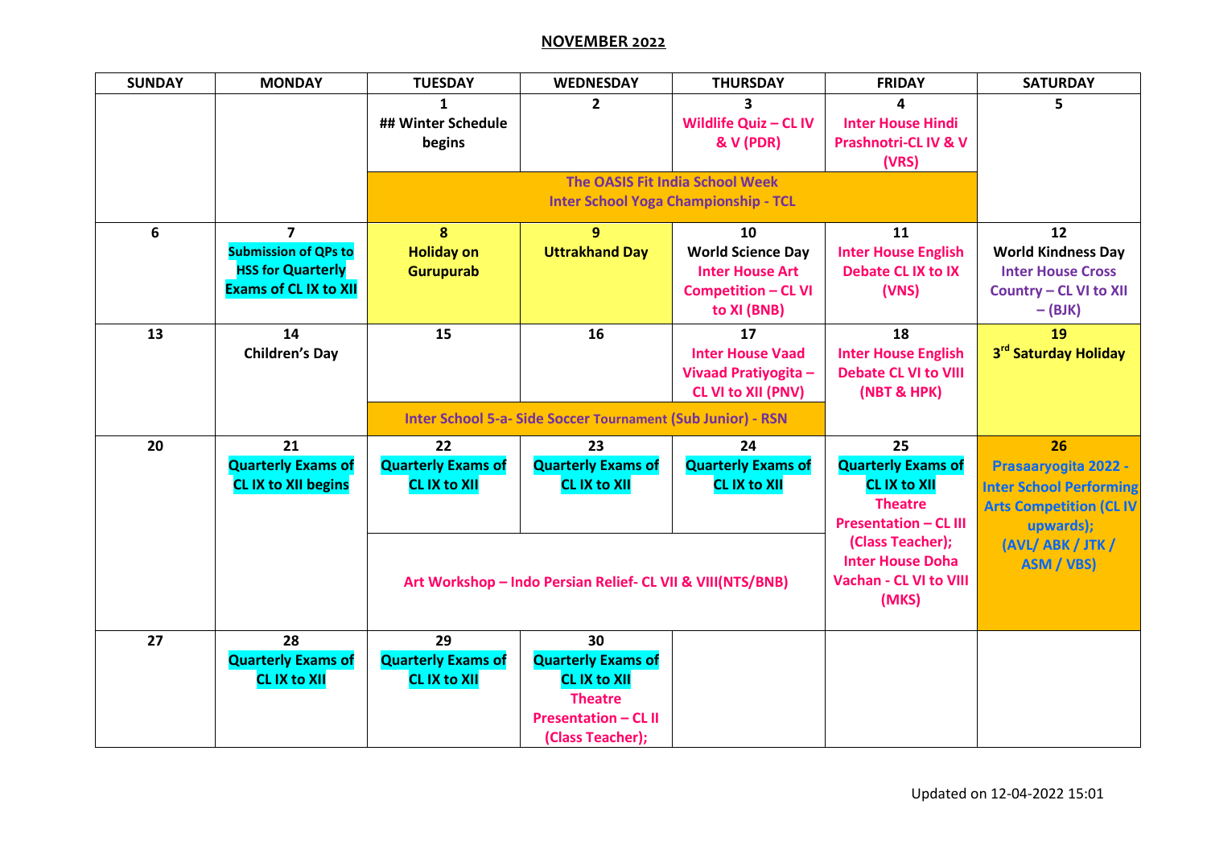## NOVEMBER 2022

| SUNDAY | MONDAY | TUESDAY | WEDNESDAY | THURSDAY | FRIDAY | SATURDAY |
|---|---|---|---|---|---|---|
| | | 1<br>## Winter Schedule begins | 2 | 3<br>Wildlife Quiz – CL IV & V (PDR) | 4<br>Inter House Hindi Prashnotri-CL IV & V (VRS) | 5 |
| | | The OASIS Fit India School Week<br>Inter School Yoga Championship - TCL | | | | |
| 6 | 7<br>Submission of QPs to HSS for Quarterly Exams of CL IX to XII | 8<br>Holiday on Gurupurab | 9<br>Uttrakhand Day | 10<br>World Science Day<br>Inter House Art Competition – CL VI to XI (BNB) | 11<br>Inter House English Debate CL IX to IX (VNS) | 12<br>World Kindness Day<br>Inter House Cross Country – CL VI to XII – (BJK) |
| 13 | 14<br>Children's Day | 15 | 16 | 17<br>Inter House Vaad Vivaad Pratiyogita – CL VI to XII (PNV) | 18<br>Inter House English Debate CL VI to VIII (NBT & HPK) | 19<br>3rd Saturday Holiday |
| | | Inter School 5-a- Side Soccer Tournament (Sub Junior) - RSN | | | | |
| 20 | 21<br>Quarterly Exams of CL IX to XII begins | 22<br>Quarterly Exams of CL IX to XII | 23<br>Quarterly Exams of CL IX to XII | 24<br>Quarterly Exams of CL IX to XII | 25<br>Quarterly Exams of CL IX to XII<br>Theatre Presentation – CL III (Class Teacher);<br>Inter House Doha Vachan - CL VI to VIII (MKS) | 26<br>Prasaaryogita 2022 - Inter School Performing Arts Competition (CL IV upwards);<br>(AVL/ ABK / JTK / ASM / VBS) |
| | | Art Workshop – Indo Persian Relief- CL VII & VIII(NTS/BNB) | | | | |
| 27 | 28<br>Quarterly Exams of CL IX to XII | 29<br>Quarterly Exams of CL IX to XII | 30<br>Quarterly Exams of CL IX to XII<br>Theatre Presentation – CL II (Class Teacher); | | | |

Updated on 12-04-2022 15:01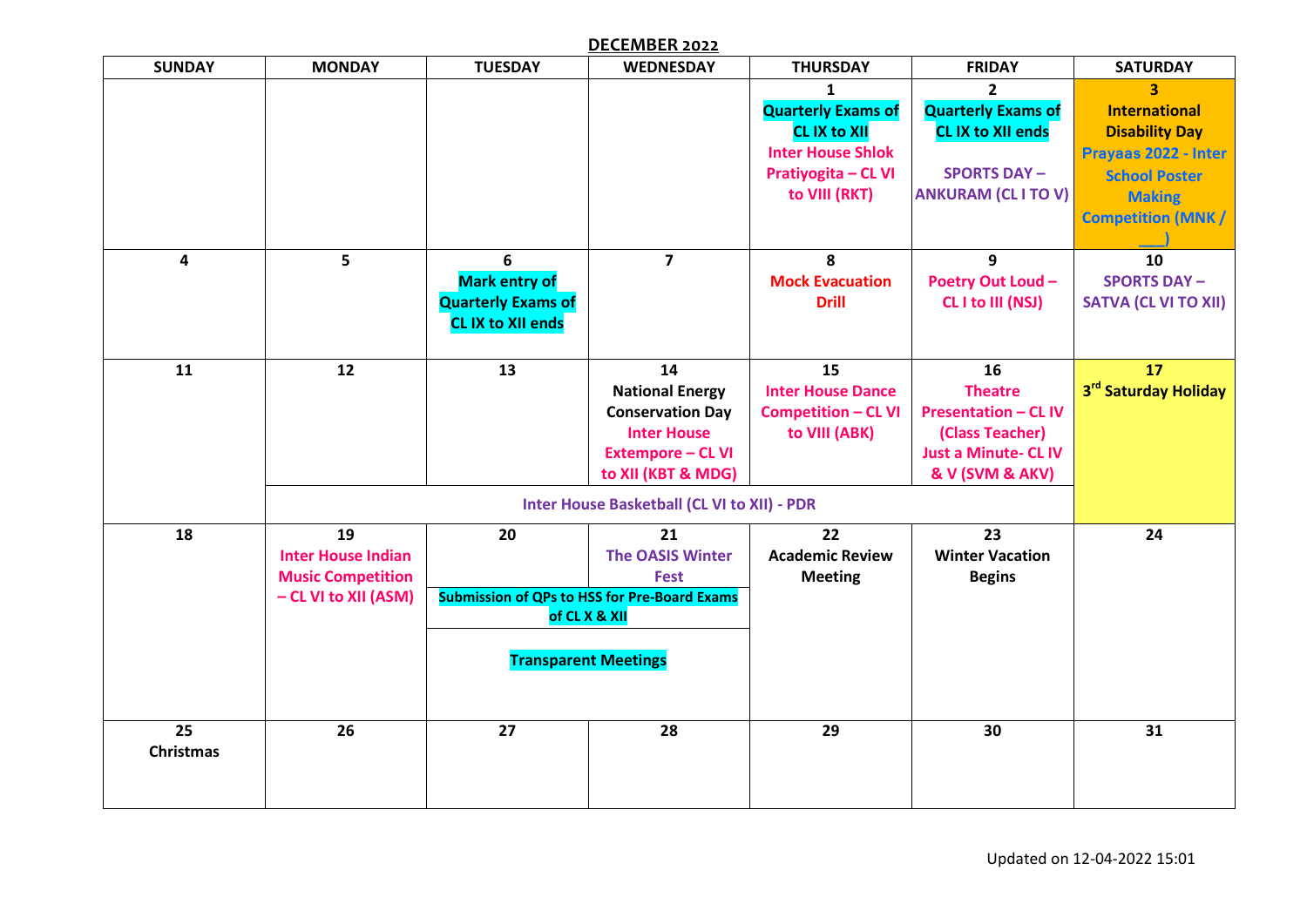## DECEMBER 2022

| SUNDAY | MONDAY | TUESDAY | WEDNESDAY | THURSDAY | FRIDAY | SATURDAY |
|---|---|---|---|---|---|---|
| | | | | 1 **Quarterly Exams of CL IX to XII** **Inter House Shlok Pratiyogita – CL VI to VIII (RKT)** | 2 **Quarterly Exams of CL IX to XII ends** **SPORTS DAY – ANKURAM (CL I TO V)** | 3 **International Disability Day** **Prayaas 2022 - Inter School Poster Making Competition (MNK / ___)** |
| 4 | 5 | 6 **Mark entry of Quarterly Exams of CL IX to XII ends** | 7 | 8 **Mock Evacuation Drill** | 9 **Poetry Out Loud – CL I to III (NSJ)** | 10 **SPORTS DAY – SATVA (CL VI TO XII)** |
| 11 | 12 | 13 | 14 **National Energy Conservation Day** **Inter House Extempore – CL VI to XII (KBT & MDG)** | 15 **Inter House Dance Competition – CL VI to VIII (ABK)** | 16 **Theatre Presentation – CL IV (Class Teacher)** **Just a Minute- CL IV & V (SVM & AKV)** | 17 **3rd Saturday Holiday** |
| | **Inter House Basketball (CL VI to XII) - PDR** (Monday to Friday) | | | | | |
| 18 | 19 **Inter House Indian Music Competition – CL VI to XII (ASM)** | 20 **Submission of QPs to HSS for Pre-Board Exams of CL X & XII** (Tuesday to Wednesday) **Transparent Meetings** (Tuesday to Wednesday) | 21 **The OASIS Winter Fest** | 22 **Academic Review Meeting** | 23 **Winter Vacation Begins** | 24 |
| 25 **Christmas** | 26 | 27 | 28 | 29 | 30 | 31 |

Updated on 12-04-2022 15:01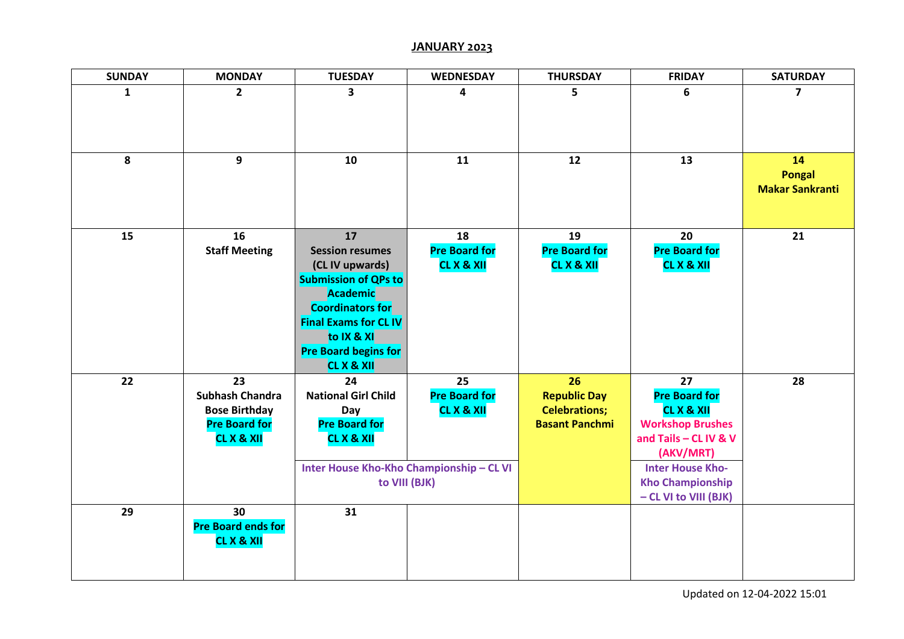# JANUARY 2023

| SUNDAY | MONDAY | TUESDAY | WEDNESDAY | THURSDAY | FRIDAY | SATURDAY |
| --- | --- | --- | --- | --- | --- | --- |
| 1 | 2 | 3 | 4 | 5 | 6 | 7 |
| 8 | 9 | 10 | 11 | 12 | 13 | 14 Pongal Makar Sankranti |
| 15 | 16 Staff Meeting | 17 Session resumes (CL IV upwards) Submission of QPs to Academic Coordinators for Final Exams for CL IV to IX & XI Pre Board begins for CL X & XII | 18 Pre Board for CL X & XII | 19 Pre Board for CL X & XII | 20 Pre Board for CL X & XII | 21 |
| 22 | 23 Subhash Chandra Bose Birthday Pre Board for CL X & XII | 24 National Girl Child Day Pre Board for CL X & XII; Inter House Kho-Kho Championship – CL VI to VIII (BJK) | 25 Pre Board for CL X & XII; Inter House Kho-Kho Championship – CL VI to VIII (BJK) | 26 Republic Day Celebrations; Basant Panchmi | 27 Pre Board for CL X & XII Workshop Brushes and Tails – CL IV & V (AKV/MRT) Inter House Kho-Kho Championship – CL VI to VIII (BJK) | 28 |
| 29 | 30 Pre Board ends for CL X & XII | 31 | | | | |

Updated on 12-04-2022 15:01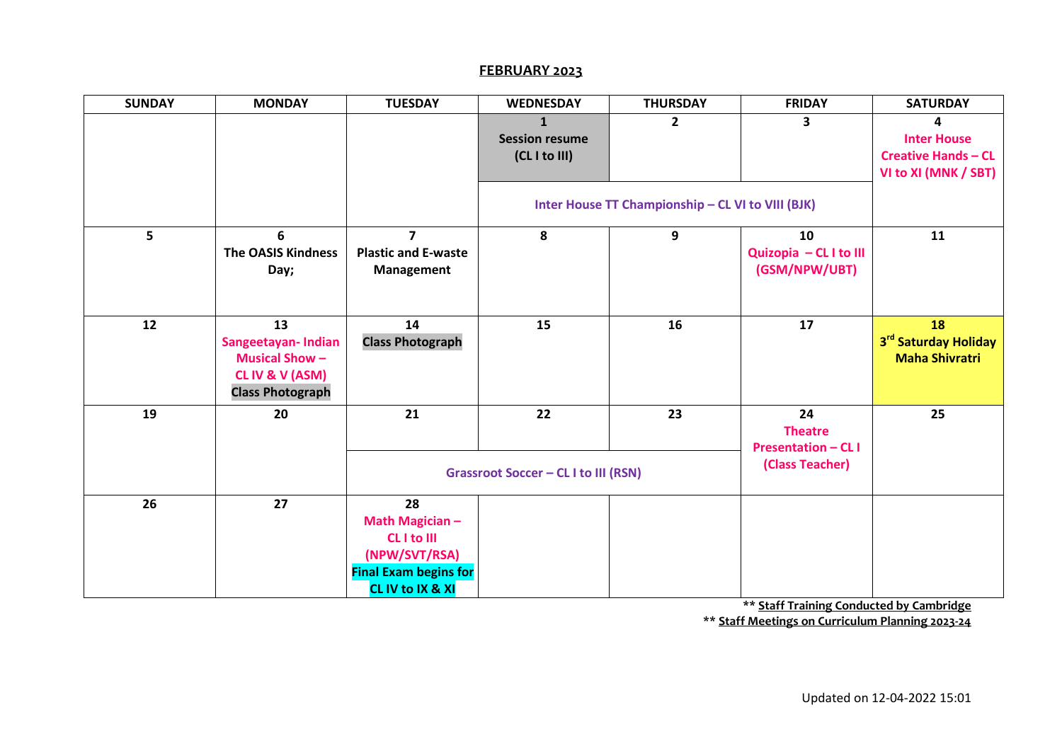## FEBRUARY 2023

| SUNDAY | MONDAY | TUESDAY | WEDNESDAY | THURSDAY | FRIDAY | SATURDAY |
|---|---|---|---|---|---|---|
| | | | **1** **Session resume (CL I to III)** | **2** | **3** | **4** **Inter House Creative Hands – CL VI to XI (MNK / SBT)** |
| | | | **Inter House TT Championship – CL VI to VIII (BJK)** | | | |
| **5** | **6** **The OASIS Kindness Day;** | **7** **Plastic and E-waste Management** | **8** | **9** | **10** **Quizopia – CL I to III (GSM/NPW/UBT)** | **11** |
| **12** | **13** **Sangeetayan- Indian Musical Show – CL IV & V (ASM)** **Class Photograph** | **14** **Class Photograph** | **15** | **16** | **17** | **18** **3rd Saturday Holiday Maha Shivratri** |
| **19** | **20** | **21** | **22** | **23** | **24** **Theatre Presentation – CL I (Class Teacher)** | **25** |
| | | **Grassroot Soccer – CL I to III (RSN)** | | | | |
| **26** | **27** | **28** **Math Magician – CL I to III (NPW/SVT/RSA)** **Final Exam begins for CL IV to IX & XI** | | | | |

** Staff Training Conducted by Cambridge

** Staff Meetings on Curriculum Planning 2023-24

Updated on 12-04-2022 15:01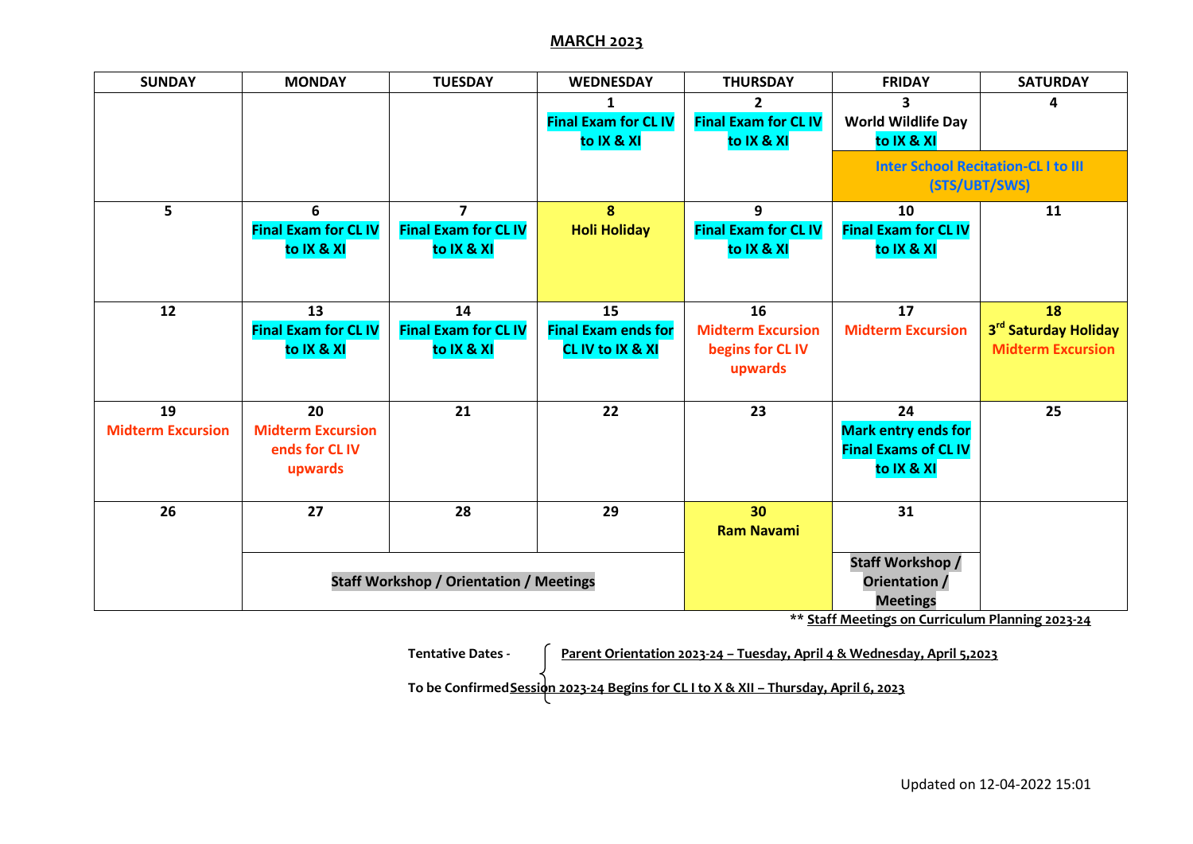# MARCH 2023

| SUNDAY | MONDAY | TUESDAY | WEDNESDAY | THURSDAY | FRIDAY | SATURDAY |
|---|---|---|---|---|---|---|
| | | | **1** Final Exam for CL IV to IX & XI | **2** Final Exam for CL IV to IX & XI | **3** World Wildlife Day to IX & XI; Inter School Recitation-CL I to III (STS/UBT/SWS) | **4** Inter School Recitation-CL I to III (STS/UBT/SWS) |
| **5** | **6** Final Exam for CL IV to IX & XI | **7** Final Exam for CL IV to IX & XI | **8** Holi Holiday | **9** Final Exam for CL IV to IX & XI | **10** Final Exam for CL IV to IX & XI | **11** |
| **12** | **13** Final Exam for CL IV to IX & XI | **14** Final Exam for CL IV to IX & XI | **15** Final Exam ends for CL IV to IX & XI | **16** Midterm Excursion begins for CL IV upwards | **17** Midterm Excursion | **18** 3rd Saturday Holiday Midterm Excursion |
| **19** Midterm Excursion | **20** Midterm Excursion ends for CL IV upwards | **21** | **22** | **23** | **24** Mark entry ends for Final Exams of CL IV to IX & XI | **25** |
| **26** | **27** Staff Workshop / Orientation / Meetings | **28** Staff Workshop / Orientation / Meetings | **29** Staff Workshop / Orientation / Meetings | **30** Ram Navami | **31** Staff Workshop / Orientation / Meetings | |

** Staff Meetings on Curriculum Planning 2023-24

Tentative Dates - To be Confirmed
- Parent Orientation 2023-24 – Tuesday, April 4 & Wednesday, April 5,2023
- Session 2023-24 Begins for CL I to X & XII – Thursday, April 6, 2023

Updated on 12-04-2022 15:01